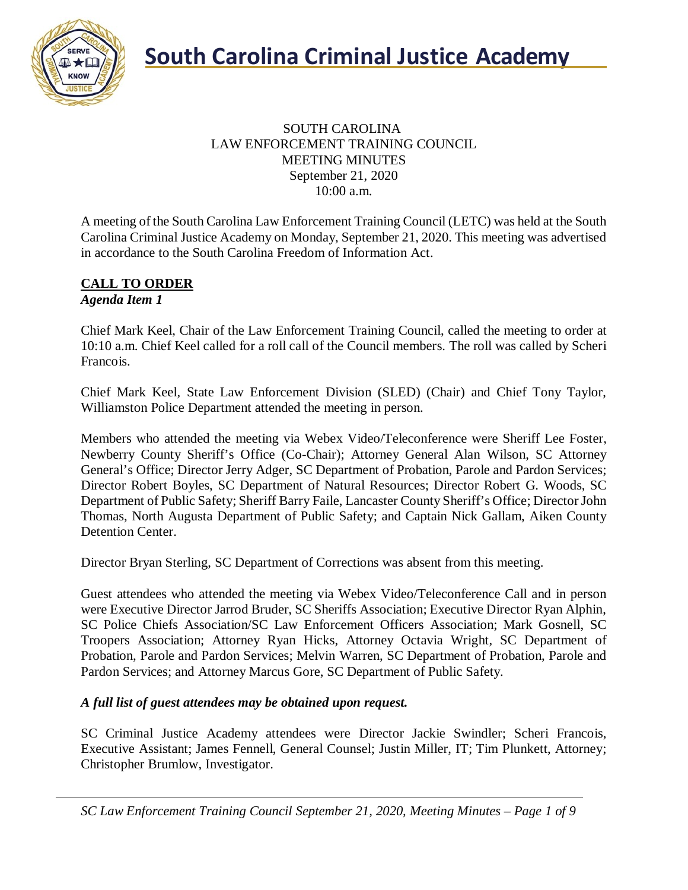# South Carolina Criminal Justice Academy

SOUTH CAROLINA
LAW ENFORCEMENT TRAINING COUNCIL
MEETING MINUTES
September 21, 2020
10:00 a.m.

A meeting of the South Carolina Law Enforcement Training Council (LETC) was held at the South Carolina Criminal Justice Academy on Monday, September 21, 2020. This meeting was advertised in accordance to the South Carolina Freedom of Information Act.

## CALL TO ORDER

***Agenda Item 1***

Chief Mark Keel, Chair of the Law Enforcement Training Council, called the meeting to order at 10:10 a.m. Chief Keel called for a roll call of the Council members. The roll was called by Scheri Francois.

Chief Mark Keel, State Law Enforcement Division (SLED) (Chair) and Chief Tony Taylor, Williamston Police Department attended the meeting in person.

Members who attended the meeting via Webex Video/Teleconference were Sheriff Lee Foster, Newberry County Sheriff's Office (Co-Chair); Attorney General Alan Wilson, SC Attorney General's Office; Director Jerry Adger, SC Department of Probation, Parole and Pardon Services; Director Robert Boyles, SC Department of Natural Resources; Director Robert G. Woods, SC Department of Public Safety; Sheriff Barry Faile, Lancaster County Sheriff's Office; Director John Thomas, North Augusta Department of Public Safety; and Captain Nick Gallam, Aiken County Detention Center.

Director Bryan Sterling, SC Department of Corrections was absent from this meeting.

Guest attendees who attended the meeting via Webex Video/Teleconference Call and in person were Executive Director Jarrod Bruder, SC Sheriffs Association; Executive Director Ryan Alphin, SC Police Chiefs Association/SC Law Enforcement Officers Association; Mark Gosnell, SC Troopers Association; Attorney Ryan Hicks, Attorney Octavia Wright, SC Department of Probation, Parole and Pardon Services; Melvin Warren, SC Department of Probation, Parole and Pardon Services; and Attorney Marcus Gore, SC Department of Public Safety.

***A full list of guest attendees may be obtained upon request.***

SC Criminal Justice Academy attendees were Director Jackie Swindler; Scheri Francois, Executive Assistant; James Fennell, General Counsel; Justin Miller, IT; Tim Plunkett, Attorney; Christopher Brumlow, Investigator.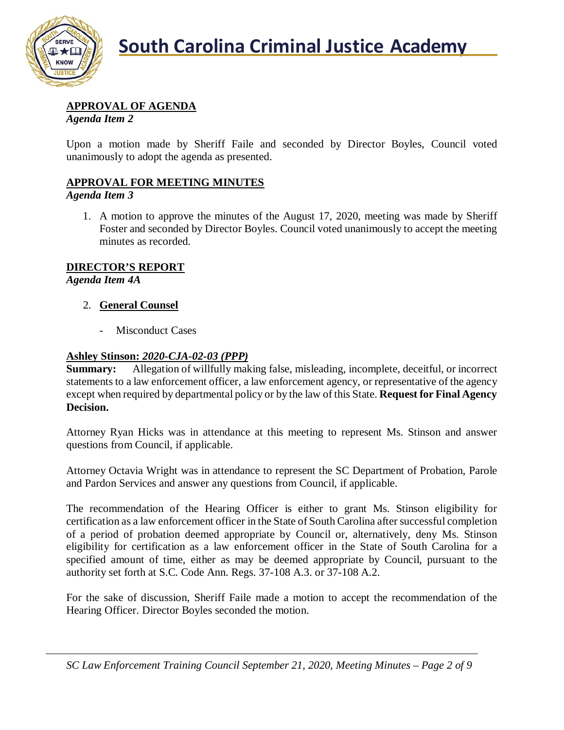## APPROVAL OF AGENDA

*Agenda Item 2*

Upon a motion made by Sheriff Faile and seconded by Director Boyles, Council voted unanimously to adopt the agenda as presented.

## APPROVAL FOR MEETING MINUTES

*Agenda Item 3*

1. A motion to approve the minutes of the August 17, 2020, meeting was made by Sheriff Foster and seconded by Director Boyles. Council voted unanimously to accept the meeting minutes as recorded.

## DIRECTOR'S REPORT

*Agenda Item 4A*

2. **General Counsel**

   - Misconduct Cases

**Ashley Stinson: *2020-CJA-02-03 (PPP)***

**Summary:** Allegation of willfully making false, misleading, incomplete, deceitful, or incorrect statements to a law enforcement officer, a law enforcement agency, or representative of the agency except when required by departmental policy or by the law of this State. **Request for Final Agency Decision.**

Attorney Ryan Hicks was in attendance at this meeting to represent Ms. Stinson and answer questions from Council, if applicable.

Attorney Octavia Wright was in attendance to represent the SC Department of Probation, Parole and Pardon Services and answer any questions from Council, if applicable.

The recommendation of the Hearing Officer is either to grant Ms. Stinson eligibility for certification as a law enforcement officer in the State of South Carolina after successful completion of a period of probation deemed appropriate by Council or, alternatively, deny Ms. Stinson eligibility for certification as a law enforcement officer in the State of South Carolina for a specified amount of time, either as may be deemed appropriate by Council, pursuant to the authority set forth at S.C. Code Ann. Regs. 37-108 A.3. or 37-108 A.2.

For the sake of discussion, Sheriff Faile made a motion to accept the recommendation of the Hearing Officer. Director Boyles seconded the motion.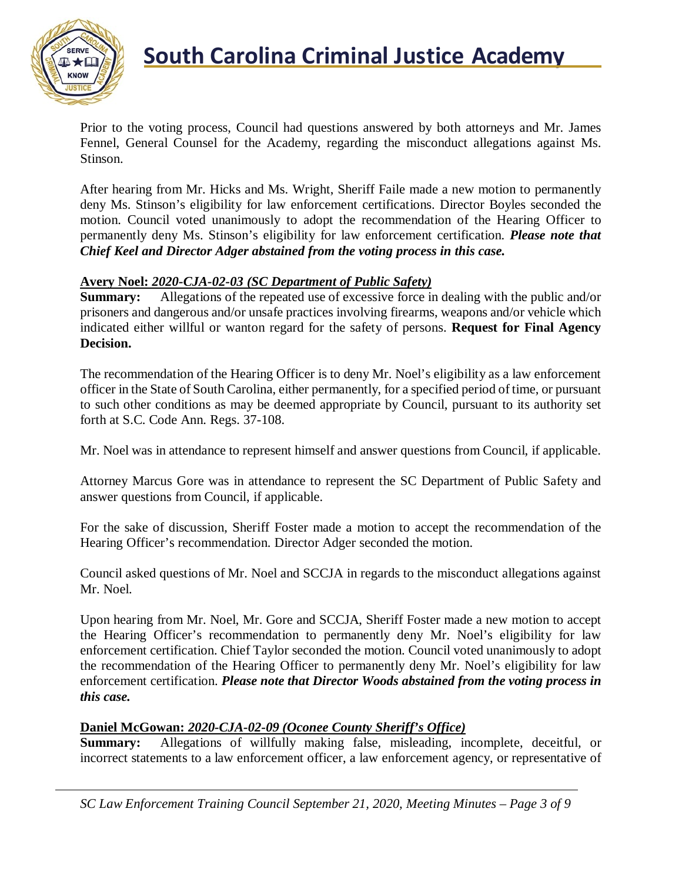Prior to the voting process, Council had questions answered by both attorneys and Mr. James Fennel, General Counsel for the Academy, regarding the misconduct allegations against Ms. Stinson.

After hearing from Mr. Hicks and Ms. Wright, Sheriff Faile made a new motion to permanently deny Ms. Stinson's eligibility for law enforcement certifications. Director Boyles seconded the motion. Council voted unanimously to adopt the recommendation of the Hearing Officer to permanently deny Ms. Stinson's eligibility for law enforcement certification. ***Please note that Chief Keel and Director Adger abstained from the voting process in this case.***

**Avery Noel:** ***2020-CJA-02-03 (SC Department of Public Safety)***

**Summary:** Allegations of the repeated use of excessive force in dealing with the public and/or prisoners and dangerous and/or unsafe practices involving firearms, weapons and/or vehicle which indicated either willful or wanton regard for the safety of persons. **Request for Final Agency Decision.**

The recommendation of the Hearing Officer is to deny Mr. Noel's eligibility as a law enforcement officer in the State of South Carolina, either permanently, for a specified period of time, or pursuant to such other conditions as may be deemed appropriate by Council, pursuant to its authority set forth at S.C. Code Ann. Regs. 37-108.

Mr. Noel was in attendance to represent himself and answer questions from Council, if applicable.

Attorney Marcus Gore was in attendance to represent the SC Department of Public Safety and answer questions from Council, if applicable.

For the sake of discussion, Sheriff Foster made a motion to accept the recommendation of the Hearing Officer's recommendation. Director Adger seconded the motion.

Council asked questions of Mr. Noel and SCCJA in regards to the misconduct allegations against Mr. Noel.

Upon hearing from Mr. Noel, Mr. Gore and SCCJA, Sheriff Foster made a new motion to accept the Hearing Officer's recommendation to permanently deny Mr. Noel's eligibility for law enforcement certification. Chief Taylor seconded the motion. Council voted unanimously to adopt the recommendation of the Hearing Officer to permanently deny Mr. Noel's eligibility for law enforcement certification. ***Please note that Director Woods abstained from the voting process in this case.***

**Daniel McGowan:** ***2020-CJA-02-09 (Oconee County Sheriff's Office)***

**Summary:** Allegations of willfully making false, misleading, incomplete, deceitful, or incorrect statements to a law enforcement officer, a law enforcement agency, or representative of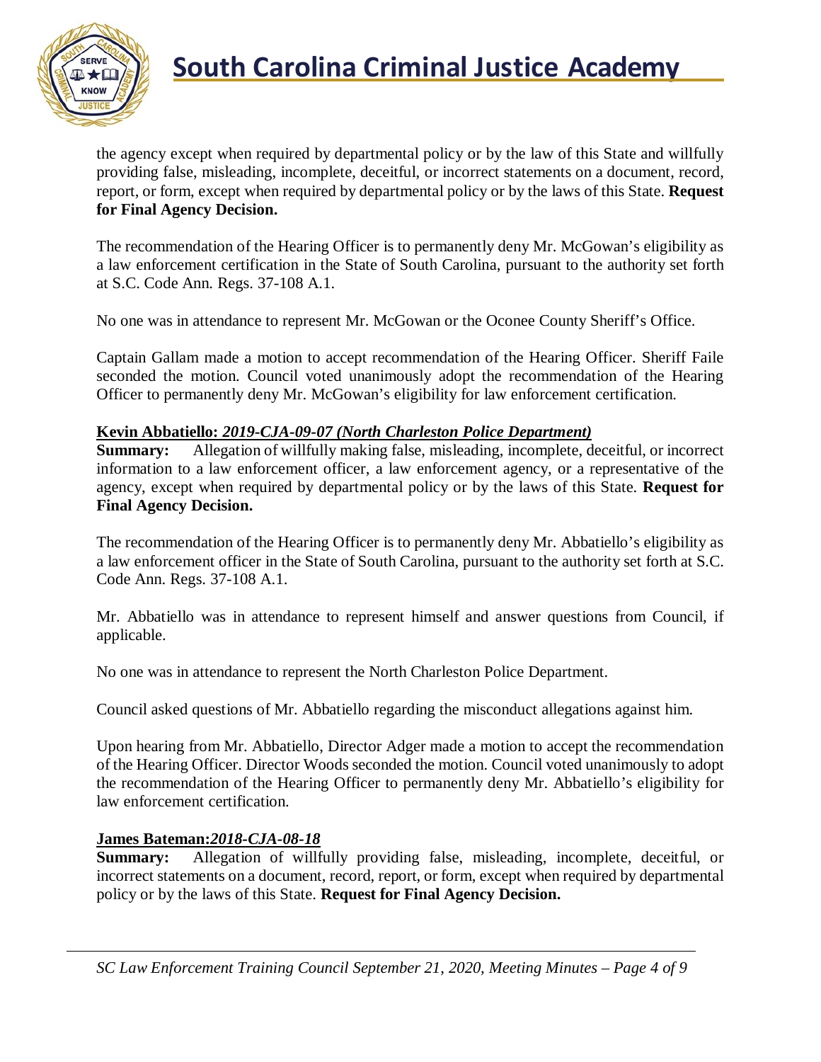the agency except when required by departmental policy or by the law of this State and willfully providing false, misleading, incomplete, deceitful, or incorrect statements on a document, record, report, or form, except when required by departmental policy or by the laws of this State. **Request for Final Agency Decision.**

The recommendation of the Hearing Officer is to permanently deny Mr. McGowan's eligibility as a law enforcement certification in the State of South Carolina, pursuant to the authority set forth at S.C. Code Ann. Regs. 37-108 A.1.

No one was in attendance to represent Mr. McGowan or the Oconee County Sheriff's Office.

Captain Gallam made a motion to accept recommendation of the Hearing Officer. Sheriff Faile seconded the motion. Council voted unanimously adopt the recommendation of the Hearing Officer to permanently deny Mr. McGowan's eligibility for law enforcement certification.

**Kevin Abbatiello:** ***2019-CJA-09-07 (North Charleston Police Department)***

**Summary:** Allegation of willfully making false, misleading, incomplete, deceitful, or incorrect information to a law enforcement officer, a law enforcement agency, or a representative of the agency, except when required by departmental policy or by the laws of this State. **Request for Final Agency Decision.**

The recommendation of the Hearing Officer is to permanently deny Mr. Abbatiello's eligibility as a law enforcement officer in the State of South Carolina, pursuant to the authority set forth at S.C. Code Ann. Regs. 37-108 A.1.

Mr. Abbatiello was in attendance to represent himself and answer questions from Council, if applicable.

No one was in attendance to represent the North Charleston Police Department.

Council asked questions of Mr. Abbatiello regarding the misconduct allegations against him.

Upon hearing from Mr. Abbatiello, Director Adger made a motion to accept the recommendation of the Hearing Officer. Director Woods seconded the motion. Council voted unanimously to adopt the recommendation of the Hearing Officer to permanently deny Mr. Abbatiello's eligibility for law enforcement certification.

**James Bateman:*****2018-CJA-08-18***

**Summary:** Allegation of willfully providing false, misleading, incomplete, deceitful, or incorrect statements on a document, record, report, or form, except when required by departmental policy or by the laws of this State. **Request for Final Agency Decision.**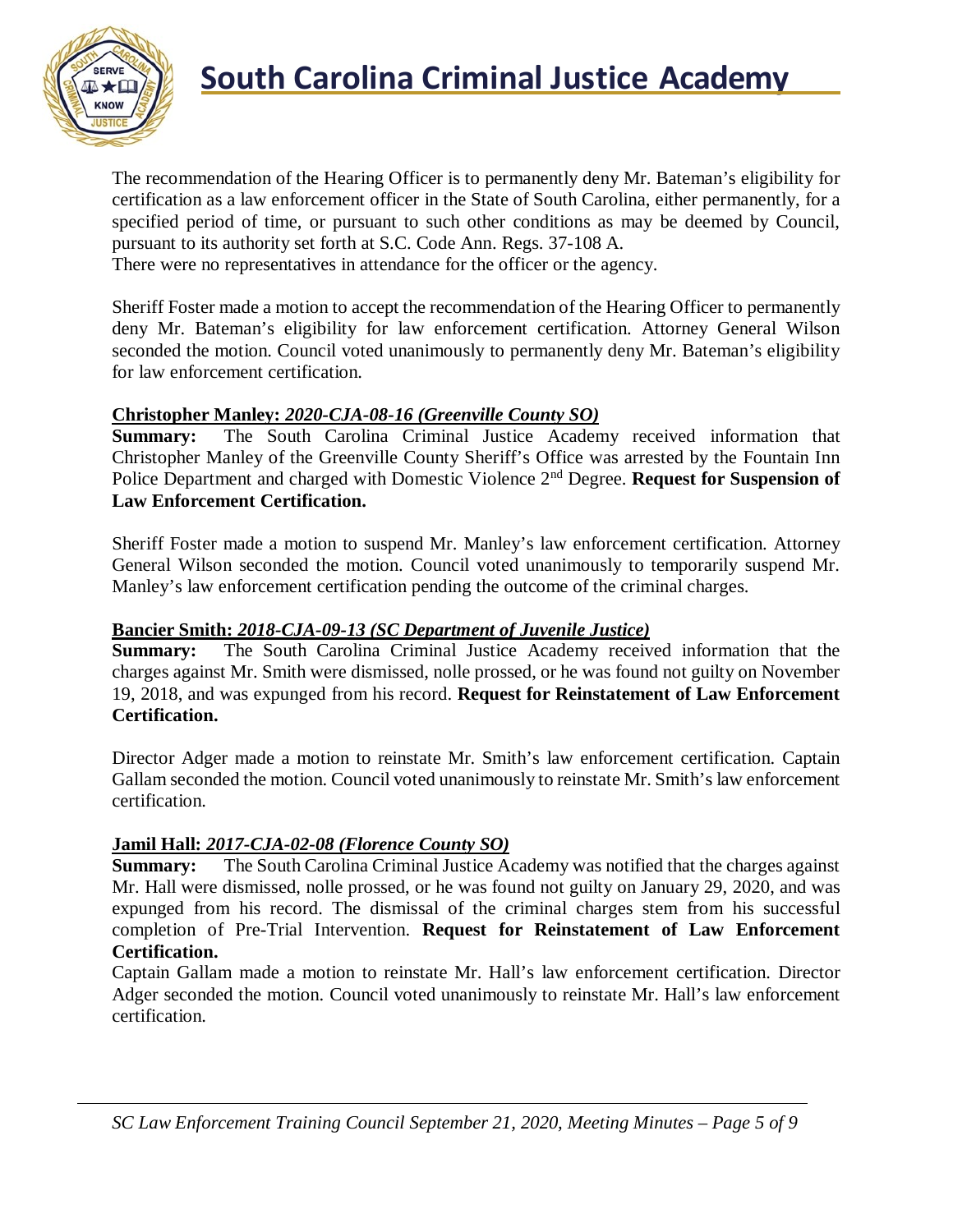The recommendation of the Hearing Officer is to permanently deny Mr. Bateman's eligibility for certification as a law enforcement officer in the State of South Carolina, either permanently, for a specified period of time, or pursuant to such other conditions as may be deemed by Council, pursuant to its authority set forth at S.C. Code Ann. Regs. 37-108 A.
There were no representatives in attendance for the officer or the agency.

Sheriff Foster made a motion to accept the recommendation of the Hearing Officer to permanently deny Mr. Bateman's eligibility for law enforcement certification. Attorney General Wilson seconded the motion. Council voted unanimously to permanently deny Mr. Bateman's eligibility for law enforcement certification.

**Christopher Manley: *2020-CJA-08-16 (Greenville County SO)***

**Summary:** The South Carolina Criminal Justice Academy received information that Christopher Manley of the Greenville County Sheriff's Office was arrested by the Fountain Inn Police Department and charged with Domestic Violence 2nd Degree. **Request for Suspension of Law Enforcement Certification.**

Sheriff Foster made a motion to suspend Mr. Manley's law enforcement certification. Attorney General Wilson seconded the motion. Council voted unanimously to temporarily suspend Mr. Manley's law enforcement certification pending the outcome of the criminal charges.

**Bancier Smith: *2018-CJA-09-13 (SC Department of Juvenile Justice)***

**Summary:** The South Carolina Criminal Justice Academy received information that the charges against Mr. Smith were dismissed, nolle prossed, or he was found not guilty on November 19, 2018, and was expunged from his record. **Request for Reinstatement of Law Enforcement Certification.**

Director Adger made a motion to reinstate Mr. Smith's law enforcement certification. Captain Gallam seconded the motion. Council voted unanimously to reinstate Mr. Smith's law enforcement certification.

**Jamil Hall: *2017-CJA-02-08 (Florence County SO)***

**Summary:** The South Carolina Criminal Justice Academy was notified that the charges against Mr. Hall were dismissed, nolle prossed, or he was found not guilty on January 29, 2020, and was expunged from his record. The dismissal of the criminal charges stem from his successful completion of Pre-Trial Intervention. **Request for Reinstatement of Law Enforcement Certification.**

Captain Gallam made a motion to reinstate Mr. Hall's law enforcement certification. Director Adger seconded the motion. Council voted unanimously to reinstate Mr. Hall's law enforcement certification.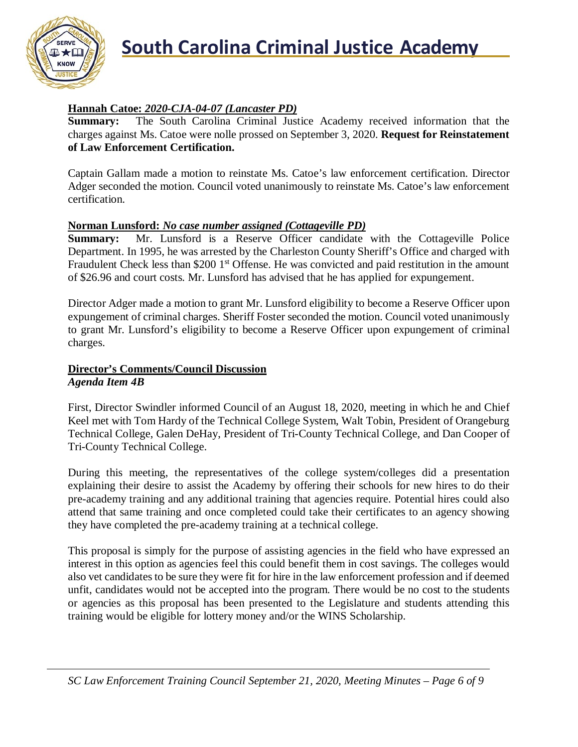**Hannah Catoe:** ***2020-CJA-04-07 (Lancaster PD)***

**Summary:** The South Carolina Criminal Justice Academy received information that the charges against Ms. Catoe were nolle prossed on September 3, 2020. **Request for Reinstatement of Law Enforcement Certification.**

Captain Gallam made a motion to reinstate Ms. Catoe's law enforcement certification. Director Adger seconded the motion. Council voted unanimously to reinstate Ms. Catoe's law enforcement certification.

**Norman Lunsford:** ***No case number assigned (Cottageville PD)***

**Summary:** Mr. Lunsford is a Reserve Officer candidate with the Cottageville Police Department. In 1995, he was arrested by the Charleston County Sheriff's Office and charged with Fraudulent Check less than $200 1st Offense. He was convicted and paid restitution in the amount of $26.96 and court costs. Mr. Lunsford has advised that he has applied for expungement.

Director Adger made a motion to grant Mr. Lunsford eligibility to become a Reserve Officer upon expungement of criminal charges. Sheriff Foster seconded the motion. Council voted unanimously to grant Mr. Lunsford's eligibility to become a Reserve Officer upon expungement of criminal charges.

## Director's Comments/Council Discussion

***Agenda Item 4B***

First, Director Swindler informed Council of an August 18, 2020, meeting in which he and Chief Keel met with Tom Hardy of the Technical College System, Walt Tobin, President of Orangeburg Technical College, Galen DeHay, President of Tri-County Technical College, and Dan Cooper of Tri-County Technical College.

During this meeting, the representatives of the college system/colleges did a presentation explaining their desire to assist the Academy by offering their schools for new hires to do their pre-academy training and any additional training that agencies require. Potential hires could also attend that same training and once completed could take their certificates to an agency showing they have completed the pre-academy training at a technical college.

This proposal is simply for the purpose of assisting agencies in the field who have expressed an interest in this option as agencies feel this could benefit them in cost savings. The colleges would also vet candidates to be sure they were fit for hire in the law enforcement profession and if deemed unfit, candidates would not be accepted into the program. There would be no cost to the students or agencies as this proposal has been presented to the Legislature and students attending this training would be eligible for lottery money and/or the WINS Scholarship.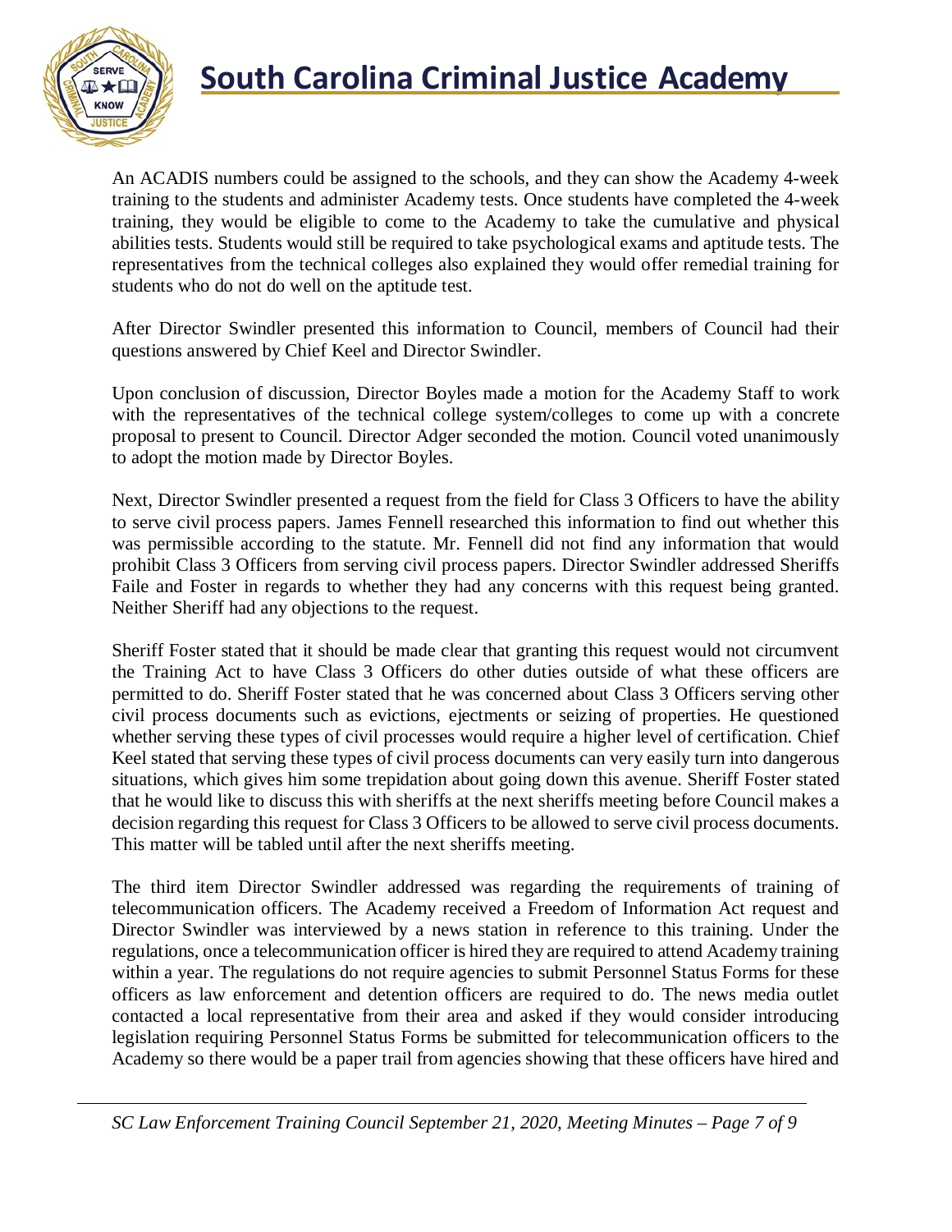An ACADIS numbers could be assigned to the schools, and they can show the Academy 4-week training to the students and administer Academy tests. Once students have completed the 4-week training, they would be eligible to come to the Academy to take the cumulative and physical abilities tests. Students would still be required to take psychological exams and aptitude tests. The representatives from the technical colleges also explained they would offer remedial training for students who do not do well on the aptitude test.

After Director Swindler presented this information to Council, members of Council had their questions answered by Chief Keel and Director Swindler.

Upon conclusion of discussion, Director Boyles made a motion for the Academy Staff to work with the representatives of the technical college system/colleges to come up with a concrete proposal to present to Council. Director Adger seconded the motion. Council voted unanimously to adopt the motion made by Director Boyles.

Next, Director Swindler presented a request from the field for Class 3 Officers to have the ability to serve civil process papers. James Fennell researched this information to find out whether this was permissible according to the statute. Mr. Fennell did not find any information that would prohibit Class 3 Officers from serving civil process papers. Director Swindler addressed Sheriffs Faile and Foster in regards to whether they had any concerns with this request being granted. Neither Sheriff had any objections to the request.

Sheriff Foster stated that it should be made clear that granting this request would not circumvent the Training Act to have Class 3 Officers do other duties outside of what these officers are permitted to do. Sheriff Foster stated that he was concerned about Class 3 Officers serving other civil process documents such as evictions, ejectments or seizing of properties. He questioned whether serving these types of civil processes would require a higher level of certification. Chief Keel stated that serving these types of civil process documents can very easily turn into dangerous situations, which gives him some trepidation about going down this avenue. Sheriff Foster stated that he would like to discuss this with sheriffs at the next sheriffs meeting before Council makes a decision regarding this request for Class 3 Officers to be allowed to serve civil process documents. This matter will be tabled until after the next sheriffs meeting.

The third item Director Swindler addressed was regarding the requirements of training of telecommunication officers. The Academy received a Freedom of Information Act request and Director Swindler was interviewed by a news station in reference to this training. Under the regulations, once a telecommunication officer is hired they are required to attend Academy training within a year. The regulations do not require agencies to submit Personnel Status Forms for these officers as law enforcement and detention officers are required to do. The news media outlet contacted a local representative from their area and asked if they would consider introducing legislation requiring Personnel Status Forms be submitted for telecommunication officers to the Academy so there would be a paper trail from agencies showing that these officers have hired and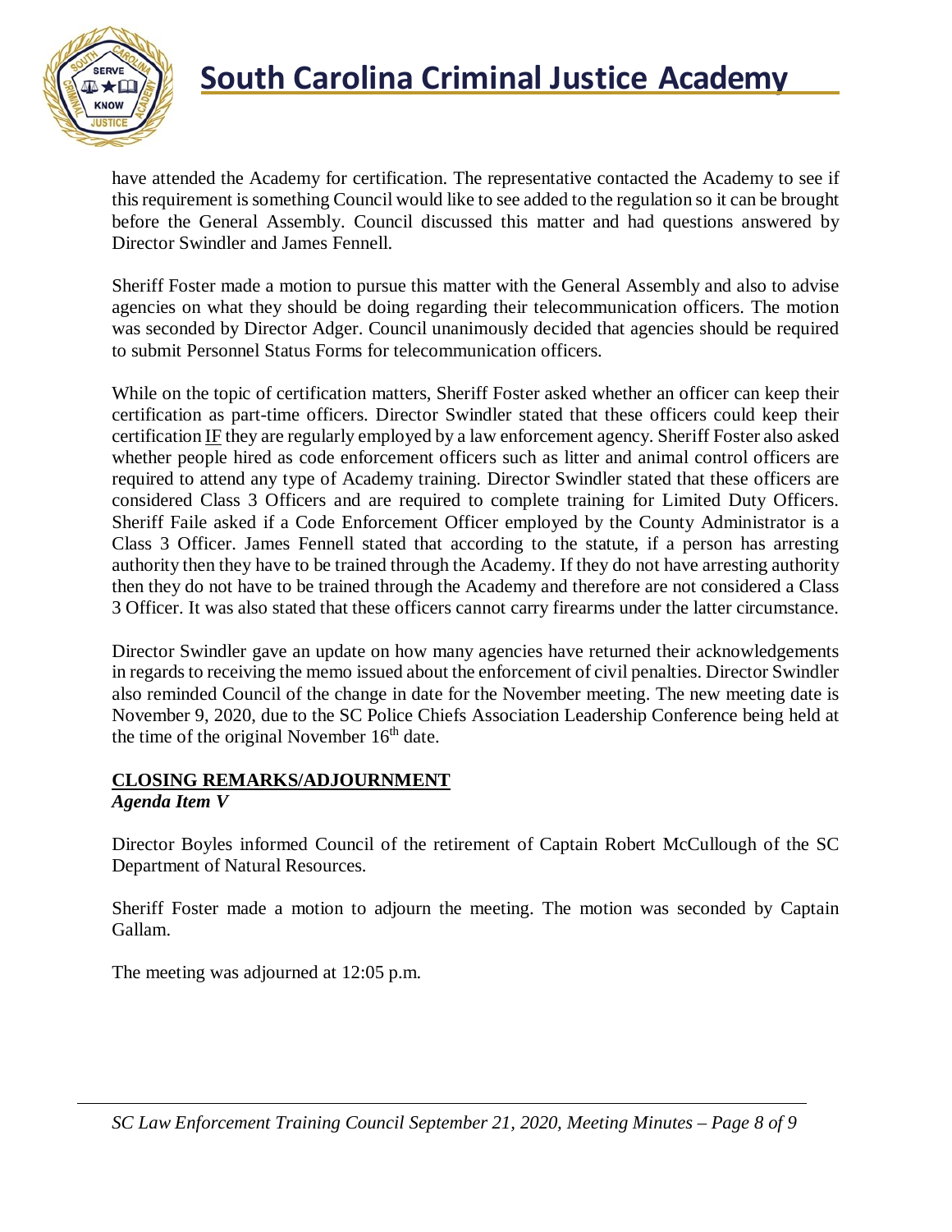have attended the Academy for certification. The representative contacted the Academy to see if this requirement is something Council would like to see added to the regulation so it can be brought before the General Assembly. Council discussed this matter and had questions answered by Director Swindler and James Fennell.

Sheriff Foster made a motion to pursue this matter with the General Assembly and also to advise agencies on what they should be doing regarding their telecommunication officers. The motion was seconded by Director Adger. Council unanimously decided that agencies should be required to submit Personnel Status Forms for telecommunication officers.

While on the topic of certification matters, Sheriff Foster asked whether an officer can keep their certification as part-time officers. Director Swindler stated that these officers could keep their certification IF they are regularly employed by a law enforcement agency. Sheriff Foster also asked whether people hired as code enforcement officers such as litter and animal control officers are required to attend any type of Academy training. Director Swindler stated that these officers are considered Class 3 Officers and are required to complete training for Limited Duty Officers. Sheriff Faile asked if a Code Enforcement Officer employed by the County Administrator is a Class 3 Officer. James Fennell stated that according to the statute, if a person has arresting authority then they have to be trained through the Academy. If they do not have arresting authority then they do not have to be trained through the Academy and therefore are not considered a Class 3 Officer. It was also stated that these officers cannot carry firearms under the latter circumstance.

Director Swindler gave an update on how many agencies have returned their acknowledgements in regards to receiving the memo issued about the enforcement of civil penalties. Director Swindler also reminded Council of the change in date for the November meeting. The new meeting date is November 9, 2020, due to the SC Police Chiefs Association Leadership Conference being held at the time of the original November 16th date.

**CLOSING REMARKS/ADJOURNMENT**
***Agenda Item V***

Director Boyles informed Council of the retirement of Captain Robert McCullough of the SC Department of Natural Resources.

Sheriff Foster made a motion to adjourn the meeting. The motion was seconded by Captain Gallam.

The meeting was adjourned at 12:05 p.m.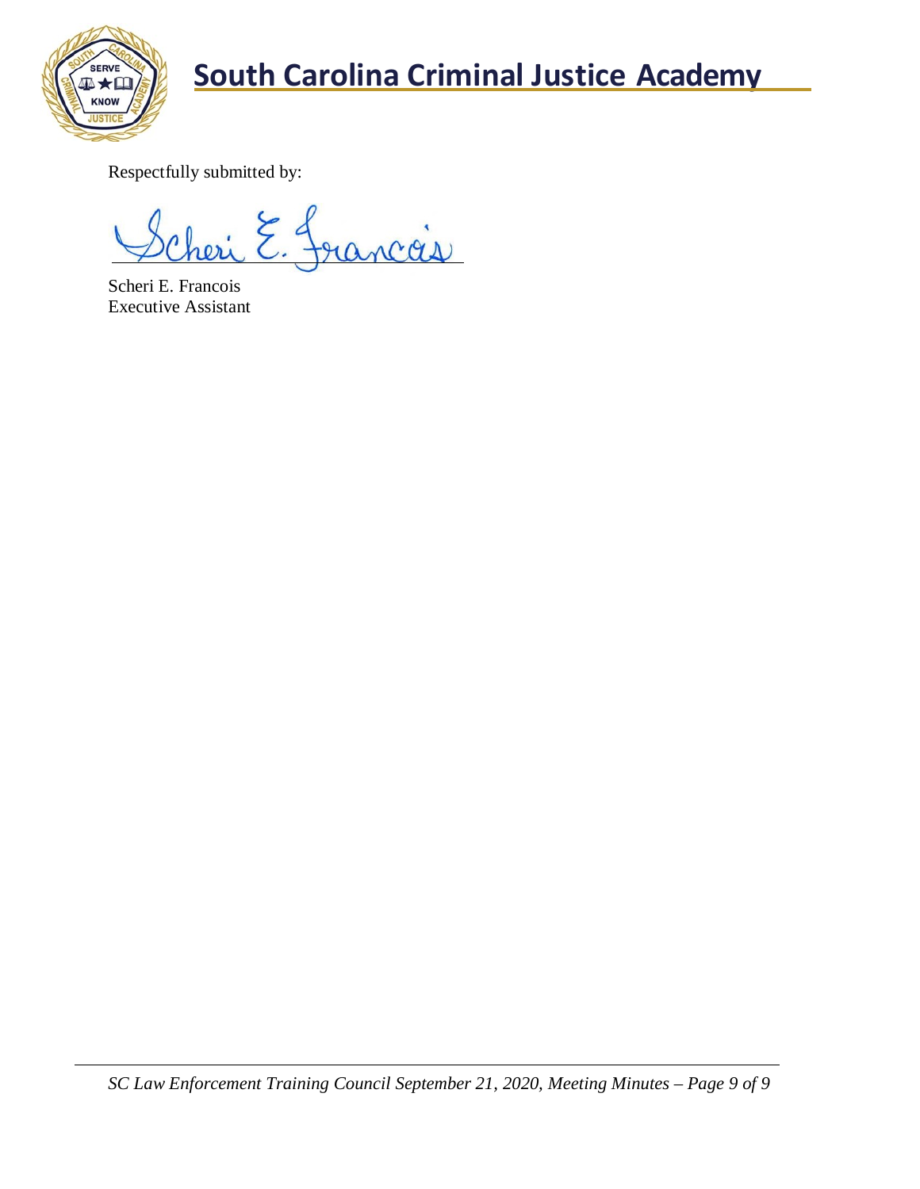Respectfully submitted by:

Scheri E. Francois

Scheri E. Francois
Executive Assistant